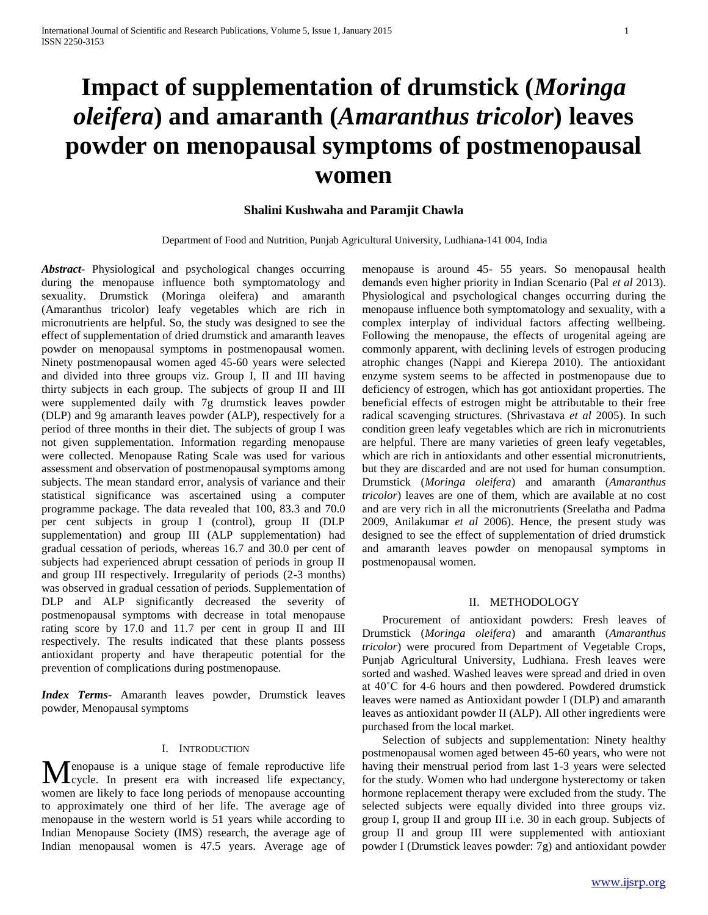# Impact of supplementation of drumstick (*Moringa oleifera*) and amaranth (*Amaranthus tricolor*) leaves powder on menopausal symptoms of postmenopausal women

**Shalini Kushwaha and Paramjit Chawla**

Department of Food and Nutrition, Punjab Agricultural University, Ludhiana-141 004, India

***Abstract*-** Physiological and psychological changes occurring during the menopause influence both symptomatology and sexuality. Drumstick (Moringa oleifera) and amaranth (Amaranthus tricolor) leafy vegetables which are rich in micronutrients are helpful. So, the study was designed to see the effect of supplementation of dried drumstick and amaranth leaves powder on menopausal symptoms in postmenopausal women. Ninety postmenopausal women aged 45-60 years were selected and divided into three groups viz. Group I, II and III having thirty subjects in each group. The subjects of group II and III were supplemented daily with 7g drumstick leaves powder (DLP) and 9g amaranth leaves powder (ALP), respectively for a period of three months in their diet. The subjects of group I was not given supplementation. Information regarding menopause were collected. Menopause Rating Scale was used for various assessment and observation of postmenopausal symptoms among subjects. The mean standard error, analysis of variance and their statistical significance was ascertained using a computer programme package. The data revealed that 100, 83.3 and 70.0 per cent subjects in group I (control), group II (DLP supplementation) and group III (ALP supplementation) had gradual cessation of periods, whereas 16.7 and 30.0 per cent of subjects had experienced abrupt cessation of periods in group II and group III respectively. Irregularity of periods (2-3 months) was observed in gradual cessation of periods. Supplementation of DLP and ALP significantly decreased the severity of postmenopausal symptoms with decrease in total menopause rating score by 17.0 and 11.7 per cent in group II and III respectively. The results indicated that these plants possess antioxidant property and have therapeutic potential for the prevention of complications during postmenopause.

***Index Terms*-** Amaranth leaves powder, Drumstick leaves powder, Menopausal symptoms

## I. Introduction

Menopause is a unique stage of female reproductive life cycle. In present era with increased life expectancy, women are likely to face long periods of menopause accounting to approximately one third of her life. The average age of menopause in the western world is 51 years while according to Indian Menopause Society (IMS) research, the average age of Indian menopausal women is 47.5 years. Average age of menopause is around 45- 55 years. So menopausal health demands even higher priority in Indian Scenario (Pal *et al* 2013). Physiological and psychological changes occurring during the menopause influence both symptomatology and sexuality, with a complex interplay of individual factors affecting wellbeing. Following the menopause, the effects of urogenital ageing are commonly apparent, with declining levels of estrogen producing atrophic changes (Nappi and Kierepa 2010). The antioxidant enzyme system seems to be affected in postmenopause due to deficiency of estrogen, which has got antioxidant properties. The beneficial effects of estrogen might be attributable to their free radical scavenging structures. (Shrivastava *et al* 2005). In such condition green leafy vegetables which are rich in micronutrients are helpful. There are many varieties of green leafy vegetables, which are rich in antioxidants and other essential micronutrients, but they are discarded and are not used for human consumption. Drumstick (*Moringa oleifera*) and amaranth (*Amaranthus tricolor*) leaves are one of them, which are available at no cost and are very rich in all the micronutrients (Sreelatha and Padma 2009, Anilakumar *et al* 2006). Hence, the present study was designed to see the effect of supplementation of dried drumstick and amaranth leaves powder on menopausal symptoms in postmenopausal women.

## II. Methodology

Procurement of antioxidant powders: Fresh leaves of Drumstick (*Moringa oleifera*) and amaranth (*Amaranthus tricolor*) were procured from Department of Vegetable Crops, Punjab Agricultural University, Ludhiana. Fresh leaves were sorted and washed. Washed leaves were spread and dried in oven at 40˚C for 4-6 hours and then powdered. Powdered drumstick leaves were named as Antioxidant powder I (DLP) and amaranth leaves as antioxidant powder II (ALP). All other ingredients were purchased from the local market.

Selection of subjects and supplementation: Ninety healthy postmenopausal women aged between 45-60 years, who were not having their menstrual period from last 1-3 years were selected for the study. Women who had undergone hysterectomy or taken hormone replacement therapy were excluded from the study. The selected subjects were equally divided into three groups viz. group I, group II and group III i.e. 30 in each group. Subjects of group II and group III were supplemented with antioxiant powder I (Drumstick leaves powder: 7g) and antioxidant powder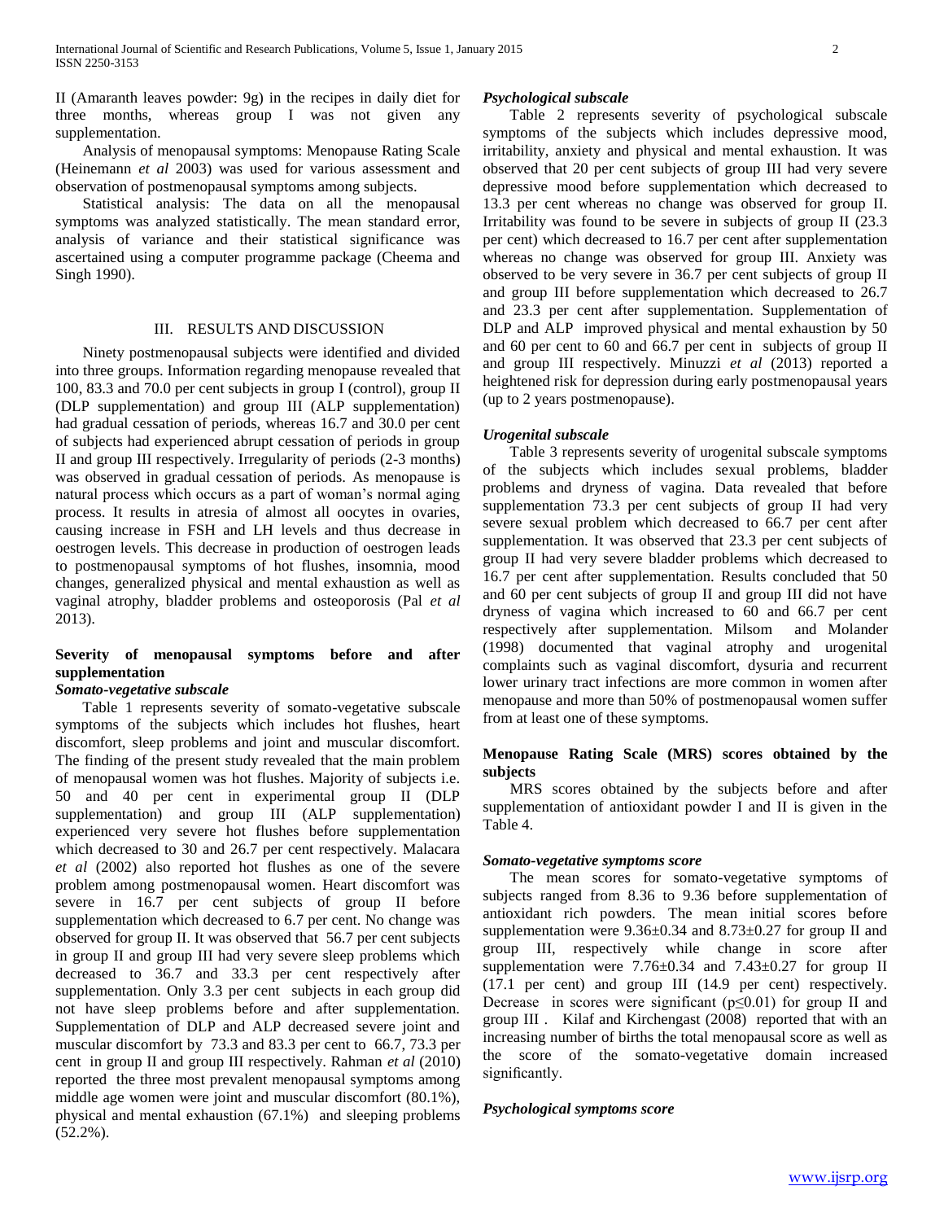II (Amaranth leaves powder: 9g) in the recipes in daily diet for three months, whereas group I was not given any supplementation.

Analysis of menopausal symptoms: Menopause Rating Scale (Heinemann *et al* 2003) was used for various assessment and observation of postmenopausal symptoms among subjects.

Statistical analysis: The data on all the menopausal symptoms was analyzed statistically. The mean standard error, analysis of variance and their statistical significance was ascertained using a computer programme package (Cheema and Singh 1990).

## III. RESULTS AND DISCUSSION

Ninety postmenopausal subjects were identified and divided into three groups. Information regarding menopause revealed that 100, 83.3 and 70.0 per cent subjects in group I (control), group II (DLP supplementation) and group III (ALP supplementation) had gradual cessation of periods, whereas 16.7 and 30.0 per cent of subjects had experienced abrupt cessation of periods in group II and group III respectively. Irregularity of periods (2-3 months) was observed in gradual cessation of periods. As menopause is natural process which occurs as a part of woman's normal aging process. It results in atresia of almost all oocytes in ovaries, causing increase in FSH and LH levels and thus decrease in oestrogen levels. This decrease in production of oestrogen leads to postmenopausal symptoms of hot flushes, insomnia, mood changes, generalized physical and mental exhaustion as well as vaginal atrophy, bladder problems and osteoporosis (Pal *et al* 2013).

### Severity of menopausal symptoms before and after supplementation

#### *Somato-vegetative subscale*

Table 1 represents severity of somato-vegetative subscale symptoms of the subjects which includes hot flushes, heart discomfort, sleep problems and joint and muscular discomfort. The finding of the present study revealed that the main problem of menopausal women was hot flushes. Majority of subjects i.e. 50 and 40 per cent in experimental group II (DLP supplementation) and group III (ALP supplementation) experienced very severe hot flushes before supplementation which decreased to 30 and 26.7 per cent respectively. Malacara *et al* (2002) also reported hot flushes as one of the severe problem among postmenopausal women. Heart discomfort was severe in 16.7 per cent subjects of group II before supplementation which decreased to 6.7 per cent. No change was observed for group II. It was observed that 56.7 per cent subjects in group II and group III had very severe sleep problems which decreased to 36.7 and 33.3 per cent respectively after supplementation. Only 3.3 per cent subjects in each group did not have sleep problems before and after supplementation. Supplementation of DLP and ALP decreased severe joint and muscular discomfort by 73.3 and 83.3 per cent to 66.7, 73.3 per cent in group II and group III respectively. Rahman *et al* (2010) reported the three most prevalent menopausal symptoms among middle age women were joint and muscular discomfort (80.1%), physical and mental exhaustion (67.1%) and sleeping problems (52.2%).

#### *Psychological subscale*

Table 2 represents severity of psychological subscale symptoms of the subjects which includes depressive mood, irritability, anxiety and physical and mental exhaustion. It was observed that 20 per cent subjects of group III had very severe depressive mood before supplementation which decreased to 13.3 per cent whereas no change was observed for group II. Irritability was found to be severe in subjects of group II (23.3 per cent) which decreased to 16.7 per cent after supplementation whereas no change was observed for group III. Anxiety was observed to be very severe in 36.7 per cent subjects of group II and group III before supplementation which decreased to 26.7 and 23.3 per cent after supplementation. Supplementation of DLP and ALP improved physical and mental exhaustion by 50 and 60 per cent to 60 and 66.7 per cent in subjects of group II and group III respectively. Minuzzi *et al* (2013) reported a heightened risk for depression during early postmenopausal years (up to 2 years postmenopause).

#### *Urogenital subscale*

Table 3 represents severity of urogenital subscale symptoms of the subjects which includes sexual problems, bladder problems and dryness of vagina. Data revealed that before supplementation 73.3 per cent subjects of group II had very severe sexual problem which decreased to 66.7 per cent after supplementation. It was observed that 23.3 per cent subjects of group II had very severe bladder problems which decreased to 16.7 per cent after supplementation. Results concluded that 50 and 60 per cent subjects of group II and group III did not have dryness of vagina which increased to 60 and 66.7 per cent respectively after supplementation. Milsom and Molander (1998) documented that vaginal atrophy and urogenital complaints such as vaginal discomfort, dysuria and recurrent lower urinary tract infections are more common in women after menopause and more than 50% of postmenopausal women suffer from at least one of these symptoms.

### Menopause Rating Scale (MRS) scores obtained by the subjects

MRS scores obtained by the subjects before and after supplementation of antioxidant powder I and II is given in the Table 4.

#### *Somato-vegetative symptoms score*

The mean scores for somato-vegetative symptoms of subjects ranged from 8.36 to 9.36 before supplementation of antioxidant rich powders. The mean initial scores before supplementation were 9.36±0.34 and 8.73±0.27 for group II and group III, respectively while change in score after supplementation were 7.76±0.34 and 7.43±0.27 for group II (17.1 per cent) and group III (14.9 per cent) respectively. Decrease in scores were significant ($p \leq 0.01$) for group II and group III . Kilaf and Kirchengast (2008) reported that with an increasing number of births the total menopausal score as well as the score of the somato-vegetative domain increased significantly.

#### *Psychological symptoms score*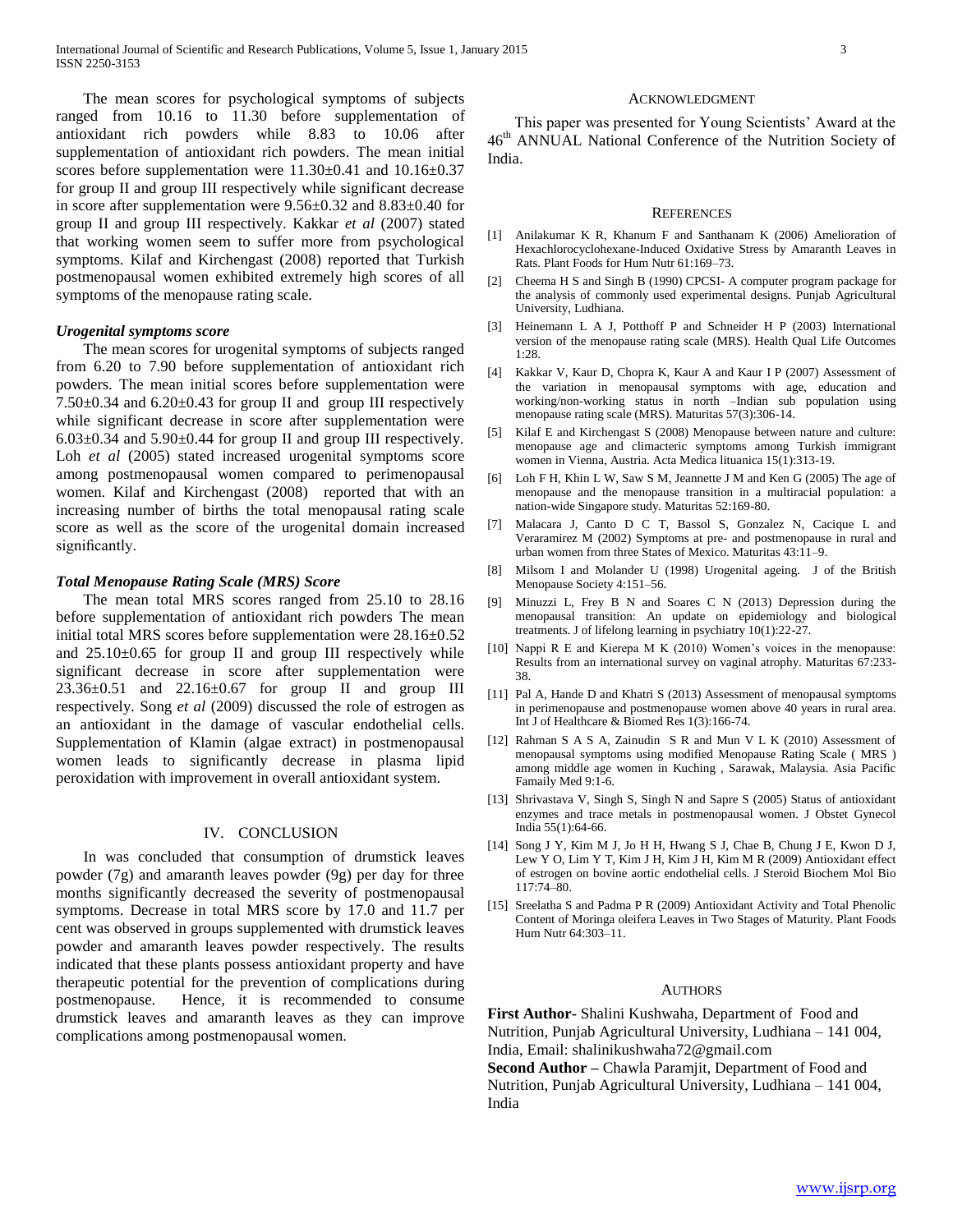The mean scores for psychological symptoms of subjects ranged from 10.16 to 11.30 before supplementation of antioxidant rich powders while 8.83 to 10.06 after supplementation of antioxidant rich powders. The mean initial scores before supplementation were 11.30±0.41 and 10.16±0.37 for group II and group III respectively while significant decrease in score after supplementation were 9.56±0.32 and 8.83±0.40 for group II and group III respectively. Kakkar *et al* (2007) stated that working women seem to suffer more from psychological symptoms. Kilaf and Kirchengast (2008) reported that Turkish postmenopausal women exhibited extremely high scores of all symptoms of the menopause rating scale.

### *Urogenital symptoms score*

The mean scores for urogenital symptoms of subjects ranged from 6.20 to 7.90 before supplementation of antioxidant rich powders. The mean initial scores before supplementation were 7.50±0.34 and 6.20±0.43 for group II and group III respectively while significant decrease in score after supplementation were 6.03±0.34 and 5.90±0.44 for group II and group III respectively. Loh *et al* (2005) stated increased urogenital symptoms score among postmenopausal women compared to perimenopausal women. Kilaf and Kirchengast (2008) reported that with an increasing number of births the total menopausal rating scale score as well as the score of the urogenital domain increased significantly.

### *Total Menopause Rating Scale (MRS) Score*

The mean total MRS scores ranged from 25.10 to 28.16 before supplementation of antioxidant rich powders The mean initial total MRS scores before supplementation were 28.16±0.52 and 25.10±0.65 for group II and group III respectively while significant decrease in score after supplementation were 23.36±0.51 and 22.16±0.67 for group II and group III respectively. Song *et al* (2009) discussed the role of estrogen as an antioxidant in the damage of vascular endothelial cells. Supplementation of Klamin (algae extract) in postmenopausal women leads to significantly decrease in plasma lipid peroxidation with improvement in overall antioxidant system.

## IV. CONCLUSION

In was concluded that consumption of drumstick leaves powder (7g) and amaranth leaves powder (9g) per day for three months significantly decreased the severity of postmenopausal symptoms. Decrease in total MRS score by 17.0 and 11.7 per cent was observed in groups supplemented with drumstick leaves powder and amaranth leaves powder respectively. The results indicated that these plants possess antioxidant property and have therapeutic potential for the prevention of complications during postmenopause. Hence, it is recommended to consume drumstick leaves and amaranth leaves as they can improve complications among postmenopausal women.

## ACKNOWLEDGMENT

This paper was presented for Young Scientists' Award at the 46th ANNUAL National Conference of the Nutrition Society of India.

## REFERENCES

[1] Anilakumar K R, Khanum F and Santhanam K (2006) Amelioration of Hexachlorocyclohexane-Induced Oxidative Stress by Amaranth Leaves in Rats. Plant Foods for Hum Nutr 61:169–73.

[2] Cheema H S and Singh B (1990) CPCSI- A computer program package for the analysis of commonly used experimental designs. Punjab Agricultural University, Ludhiana.

[3] Heinemann L A J, Potthoff P and Schneider H P (2003) International version of the menopause rating scale (MRS). Health Qual Life Outcomes 1:28.

[4] Kakkar V, Kaur D, Chopra K, Kaur A and Kaur I P (2007) Assessment of the variation in menopausal symptoms with age, education and working/non-working status in north –Indian sub population using menopause rating scale (MRS). Maturitas 57(3):306-14.

[5] Kilaf E and Kirchengast S (2008) Menopause between nature and culture: menopause age and climacteric symptoms among Turkish immigrant women in Vienna, Austria. Acta Medica lituanica 15(1):313-19.

[6] Loh F H, Khin L W, Saw S M, Jeannette J M and Ken G (2005) The age of menopause and the menopause transition in a multiracial population: a nation-wide Singapore study. Maturitas 52:169-80.

[7] Malacara J, Canto D C T, Bassol S, Gonzalez N, Cacique L and Veraramirez M (2002) Symptoms at pre- and postmenopause in rural and urban women from three States of Mexico. Maturitas 43:11–9.

[8] Milsom I and Molander U (1998) Urogenital ageing. J of the British Menopause Society 4:151–56.

[9] Minuzzi L, Frey B N and Soares C N (2013) Depression during the menopausal transition: An update on epidemiology and biological treatments. J of lifelong learning in psychiatry 10(1):22-27.

[10] Nappi R E and Kierepa M K (2010) Women's voices in the menopause: Results from an international survey on vaginal atrophy. Maturitas 67:233-38.

[11] Pal A, Hande D and Khatri S (2013) Assessment of menopausal symptoms in perimenopause and postmenopause women above 40 years in rural area. Int J of Healthcare & Biomed Res 1(3):166-74.

[12] Rahman S A S A, Zainudin S R and Mun V L K (2010) Assessment of menopausal symptoms using modified Menopause Rating Scale ( MRS ) among middle age women in Kuching , Sarawak, Malaysia. Asia Pacific Famaily Med 9:1-6.

[13] Shrivastava V, Singh S, Singh N and Sapre S (2005) Status of antioxidant enzymes and trace metals in postmenopausal women. J Obstet Gynecol India 55(1):64-66.

[14] Song J Y, Kim M J, Jo H H, Hwang S J, Chae B, Chung J E, Kwon D J, Lew Y O, Lim Y T, Kim J H, Kim J H, Kim M R (2009) Antioxidant effect of estrogen on bovine aortic endothelial cells. J Steroid Biochem Mol Bio 117:74–80.

[15] Sreelatha S and Padma P R (2009) Antioxidant Activity and Total Phenolic Content of Moringa oleifera Leaves in Two Stages of Maturity. Plant Foods Hum Nutr 64:303–11.

## AUTHORS

**First Author**- Shalini Kushwaha, Department of Food and Nutrition, Punjab Agricultural University, Ludhiana – 141 004, India, Email: shalinikushwaha72@gmail.com

**Second Author –** Chawla Paramjit, Department of Food and Nutrition, Punjab Agricultural University, Ludhiana – 141 004, India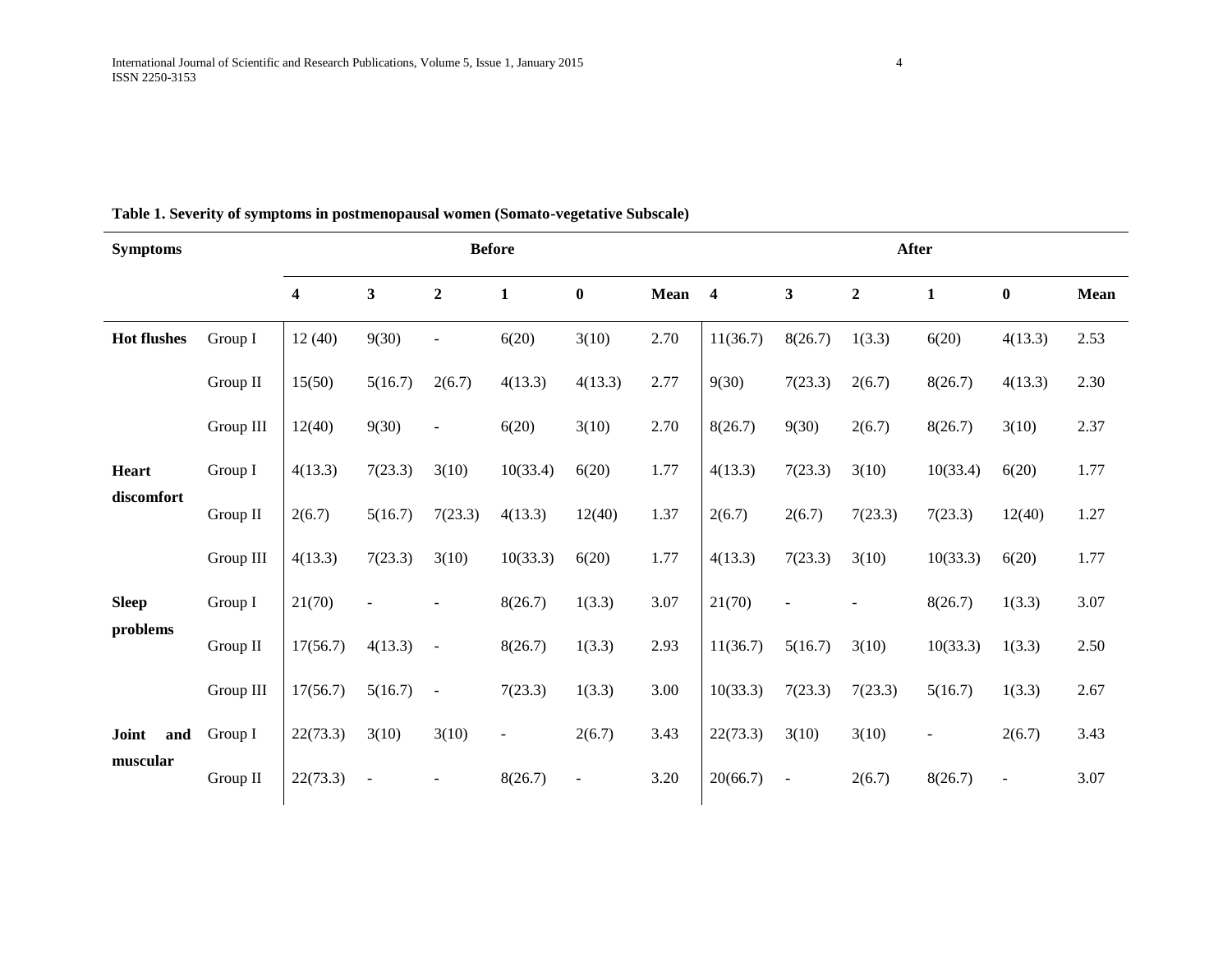**Table 1. Severity of symptoms in postmenopausal women (Somato-vegetative Subscale)**

| Symptoms | | Before | | | | | | After | | | | | |
|---|---|---|---|---|---|---|---|---|---|---|---|---|---|
| | | 4 | 3 | 2 | 1 | 0 | Mean | 4 | 3 | 2 | 1 | 0 | Mean |
| Hot flushes | Group I | 12 (40) | 9(30) | - | 6(20) | 3(10) | 2.70 | 11(36.7) | 8(26.7) | 1(3.3) | 6(20) | 4(13.3) | 2.53 |
| | Group II | 15(50) | 5(16.7) | 2(6.7) | 4(13.3) | 4(13.3) | 2.77 | 9(30) | 7(23.3) | 2(6.7) | 8(26.7) | 4(13.3) | 2.30 |
| | Group III | 12(40) | 9(30) | - | 6(20) | 3(10) | 2.70 | 8(26.7) | 9(30) | 2(6.7) | 8(26.7) | 3(10) | 2.37 |
| Heart discomfort | Group I | 4(13.3) | 7(23.3) | 3(10) | 10(33.4) | 6(20) | 1.77 | 4(13.3) | 7(23.3) | 3(10) | 10(33.4) | 6(20) | 1.77 |
| | Group II | 2(6.7) | 5(16.7) | 7(23.3) | 4(13.3) | 12(40) | 1.37 | 2(6.7) | 2(6.7) | 7(23.3) | 7(23.3) | 12(40) | 1.27 |
| | Group III | 4(13.3) | 7(23.3) | 3(10) | 10(33.3) | 6(20) | 1.77 | 4(13.3) | 7(23.3) | 3(10) | 10(33.3) | 6(20) | 1.77 |
| Sleep problems | Group I | 21(70) | - | - | 8(26.7) | 1(3.3) | 3.07 | 21(70) | - | - | 8(26.7) | 1(3.3) | 3.07 |
| | Group II | 17(56.7) | 4(13.3) | - | 8(26.7) | 1(3.3) | 2.93 | 11(36.7) | 5(16.7) | 3(10) | 10(33.3) | 1(3.3) | 2.50 |
| | Group III | 17(56.7) | 5(16.7) | - | 7(23.3) | 1(3.3) | 3.00 | 10(33.3) | 7(23.3) | 7(23.3) | 5(16.7) | 1(3.3) | 2.67 |
| Joint and muscular | Group I | 22(73.3) | 3(10) | 3(10) | - | 2(6.7) | 3.43 | 22(73.3) | 3(10) | 3(10) | - | 2(6.7) | 3.43 |
| | Group II | 22(73.3) | - | - | 8(26.7) | - | 3.20 | 20(66.7) | - | 2(6.7) | 8(26.7) | - | 3.07 |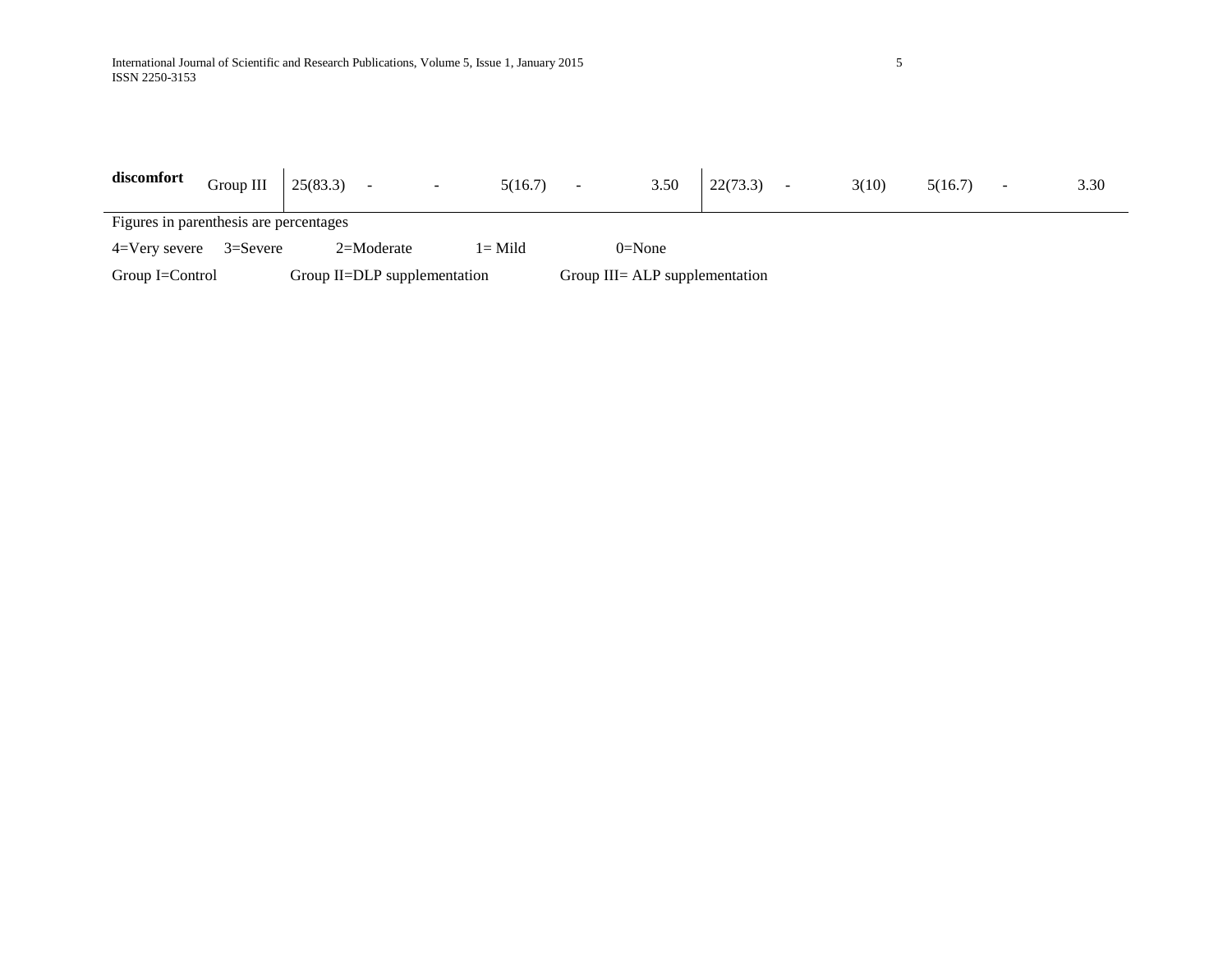| discomfort | Group III | 25(83.3) | - | - | 5(16.7) | - | 3.50 | 22(73.3) | - | 3(10) | 5(16.7) | - | 3.30 |
|---|---|---|---|---|---|---|---|---|---|---|---|---|---|

Figures in parenthesis are percentages

4=Very severe    3=Severe    2=Moderate    1= Mild    0=None

Group I=Control    Group II=DLP supplementation    Group III= ALP supplementation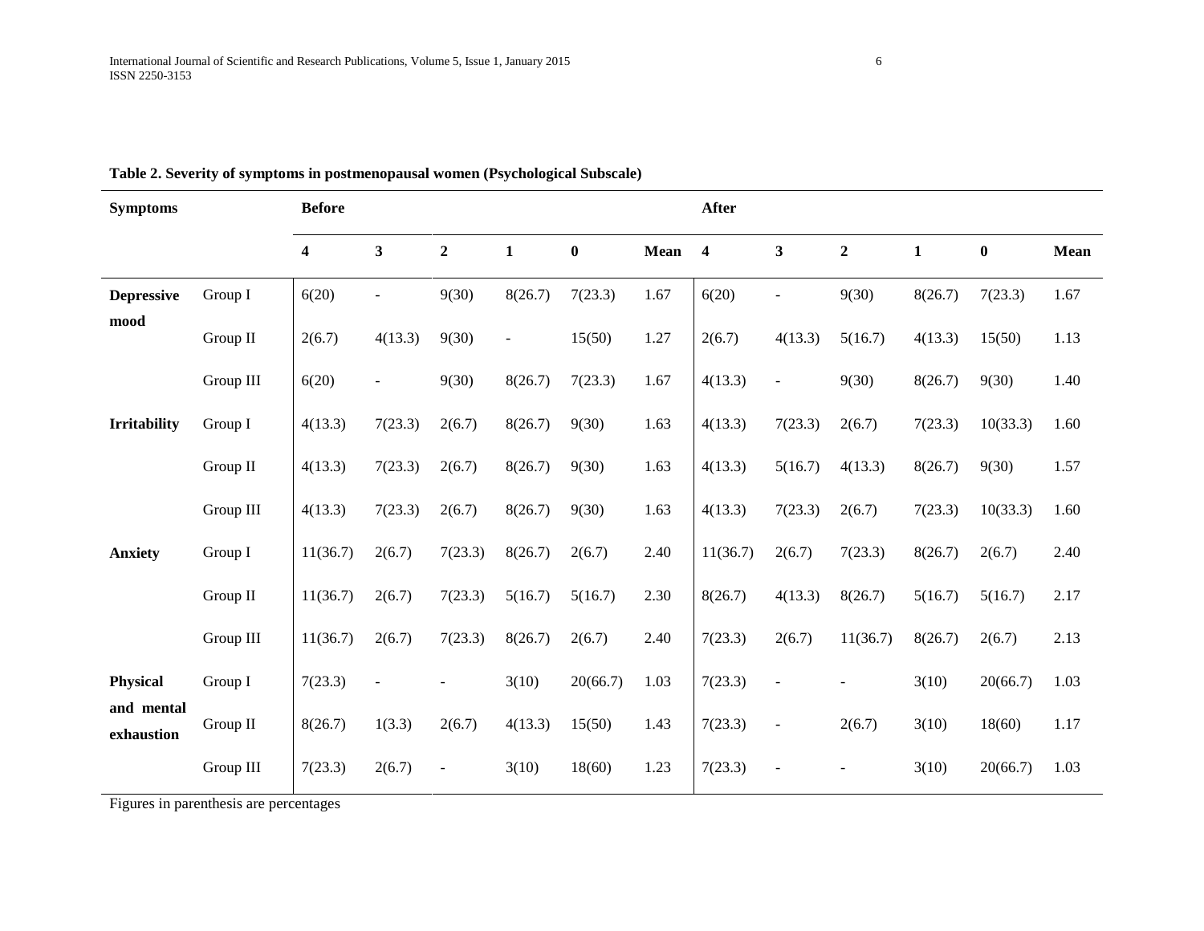**Table 2. Severity of symptoms in postmenopausal women (Psychological Subscale)**

| Symptoms | | Before | | | | | | After | | | | | |
|---|---|---|---|---|---|---|---|---|---|---|---|---|---|
| | | 4 | 3 | 2 | 1 | 0 | Mean | 4 | 3 | 2 | 1 | 0 | Mean |
| **Depressive mood** | Group I | 6(20) | - | 9(30) | 8(26.7) | 7(23.3) | 1.67 | 6(20) | - | 9(30) | 8(26.7) | 7(23.3) | 1.67 |
| | Group II | 2(6.7) | 4(13.3) | 9(30) | - | 15(50) | 1.27 | 2(6.7) | 4(13.3) | 5(16.7) | 4(13.3) | 15(50) | 1.13 |
| | Group III | 6(20) | - | 9(30) | 8(26.7) | 7(23.3) | 1.67 | 4(13.3) | - | 9(30) | 8(26.7) | 9(30) | 1.40 |
| **Irritability** | Group I | 4(13.3) | 7(23.3) | 2(6.7) | 8(26.7) | 9(30) | 1.63 | 4(13.3) | 7(23.3) | 2(6.7) | 7(23.3) | 10(33.3) | 1.60 |
| | Group II | 4(13.3) | 7(23.3) | 2(6.7) | 8(26.7) | 9(30) | 1.63 | 4(13.3) | 5(16.7) | 4(13.3) | 8(26.7) | 9(30) | 1.57 |
| | Group III | 4(13.3) | 7(23.3) | 2(6.7) | 8(26.7) | 9(30) | 1.63 | 4(13.3) | 7(23.3) | 2(6.7) | 7(23.3) | 10(33.3) | 1.60 |
| **Anxiety** | Group I | 11(36.7) | 2(6.7) | 7(23.3) | 8(26.7) | 2(6.7) | 2.40 | 11(36.7) | 2(6.7) | 7(23.3) | 8(26.7) | 2(6.7) | 2.40 |
| | Group II | 11(36.7) | 2(6.7) | 7(23.3) | 5(16.7) | 5(16.7) | 2.30 | 8(26.7) | 4(13.3) | 8(26.7) | 5(16.7) | 5(16.7) | 2.17 |
| | Group III | 11(36.7) | 2(6.7) | 7(23.3) | 8(26.7) | 2(6.7) | 2.40 | 7(23.3) | 2(6.7) | 11(36.7) | 8(26.7) | 2(6.7) | 2.13 |
| **Physical and mental exhaustion** | Group I | 7(23.3) | - | - | 3(10) | 20(66.7) | 1.03 | 7(23.3) | - | - | 3(10) | 20(66.7) | 1.03 |
| | Group II | 8(26.7) | 1(3.3) | 2(6.7) | 4(13.3) | 15(50) | 1.43 | 7(23.3) | - | 2(6.7) | 3(10) | 18(60) | 1.17 |
| | Group III | 7(23.3) | 2(6.7) | - | 3(10) | 18(60) | 1.23 | 7(23.3) | - | - | 3(10) | 20(66.7) | 1.03 |

Figures in parenthesis are percentages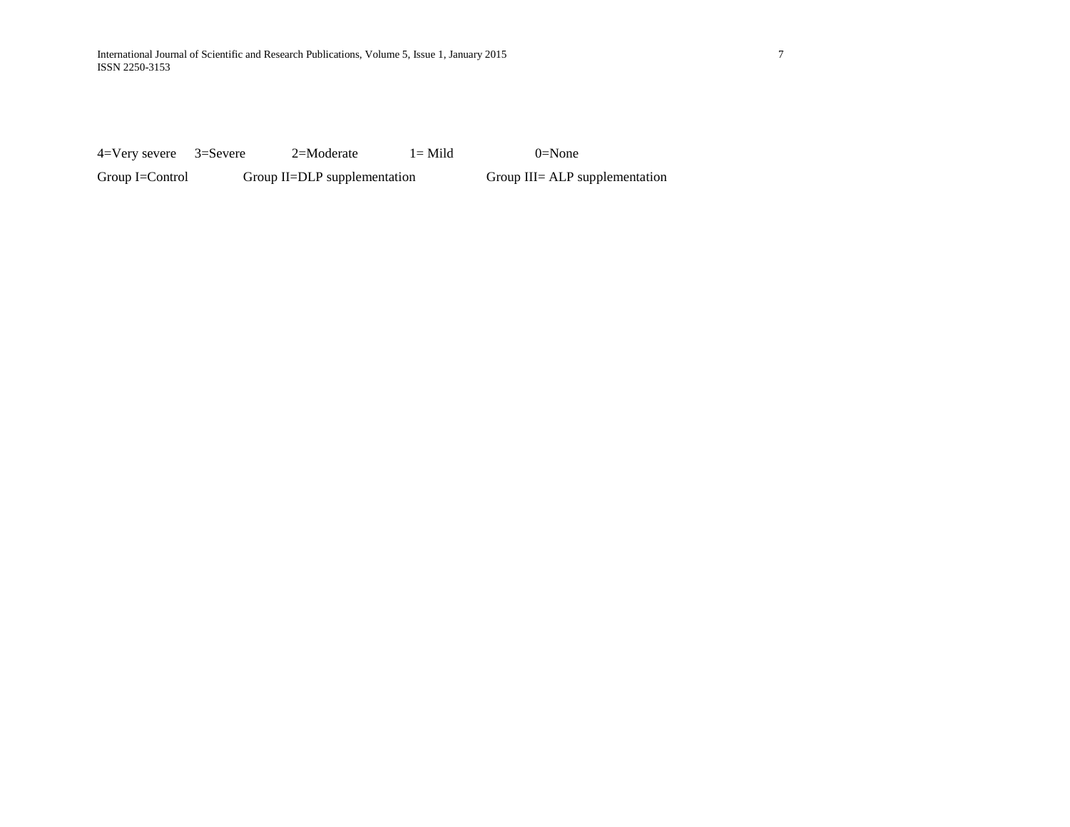4=Very severe 3=Severe 2=Moderate 1= Mild 0=None

Group I=Control Group II=DLP supplementation Group III= ALP supplementation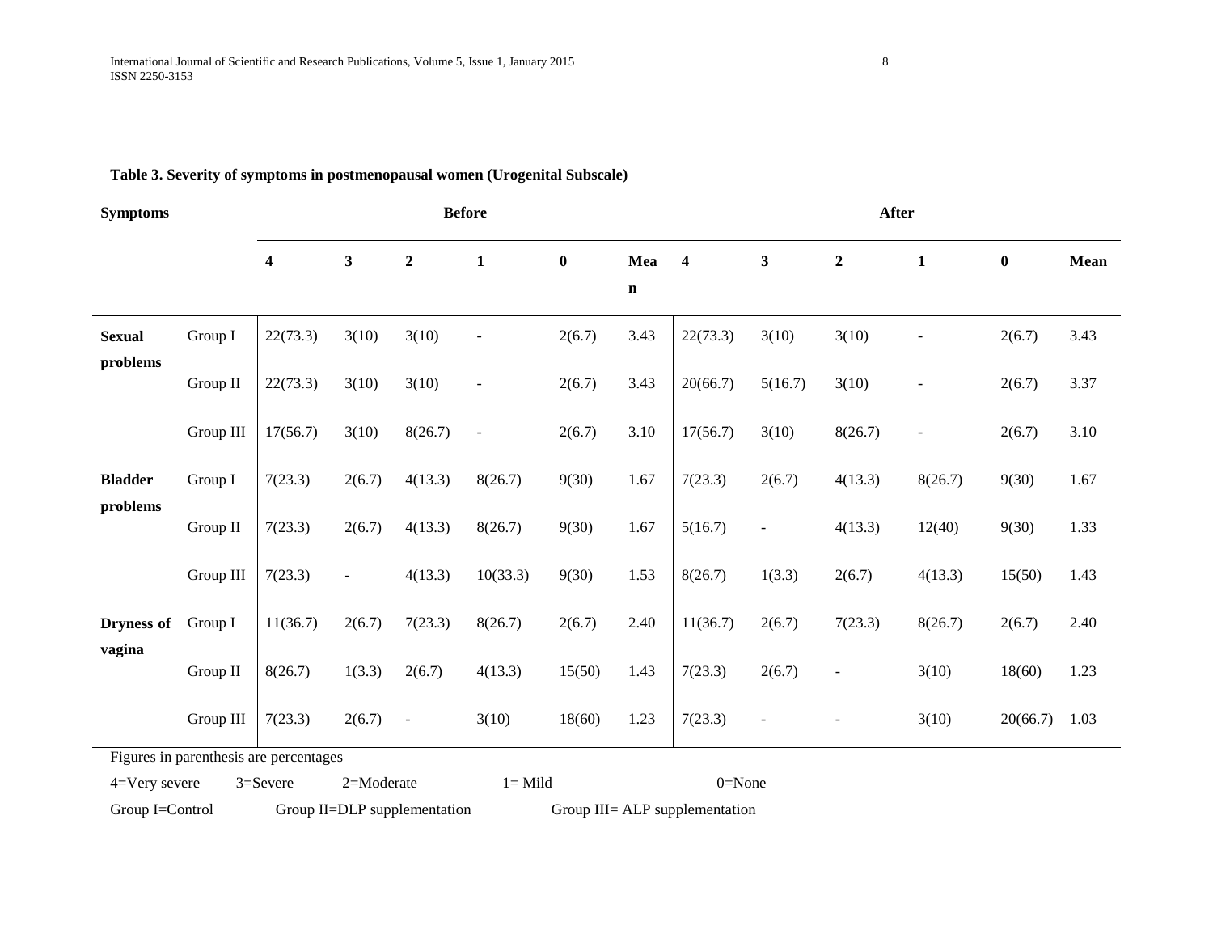**Table 3. Severity of symptoms in postmenopausal women (Urogenital Subscale)**

| Symptoms | | Before | | | | | | After | | | | | |
|---|---|---|---|---|---|---|---|---|---|---|---|---|---|
| | | 4 | 3 | 2 | 1 | 0 | Mean | 4 | 3 | 2 | 1 | 0 | Mean |
| **Sexual problems** | Group I | 22(73.3) | 3(10) | 3(10) | - | 2(6.7) | 3.43 | 22(73.3) | 3(10) | 3(10) | - | 2(6.7) | 3.43 |
| | Group II | 22(73.3) | 3(10) | 3(10) | - | 2(6.7) | 3.43 | 20(66.7) | 5(16.7) | 3(10) | - | 2(6.7) | 3.37 |
| | Group III | 17(56.7) | 3(10) | 8(26.7) | - | 2(6.7) | 3.10 | 17(56.7) | 3(10) | 8(26.7) | - | 2(6.7) | 3.10 |
| **Bladder problems** | Group I | 7(23.3) | 2(6.7) | 4(13.3) | 8(26.7) | 9(30) | 1.67 | 7(23.3) | 2(6.7) | 4(13.3) | 8(26.7) | 9(30) | 1.67 |
| | Group II | 7(23.3) | 2(6.7) | 4(13.3) | 8(26.7) | 9(30) | 1.67 | 5(16.7) | - | 4(13.3) | 12(40) | 9(30) | 1.33 |
| | Group III | 7(23.3) | - | 4(13.3) | 10(33.3) | 9(30) | 1.53 | 8(26.7) | 1(3.3) | 2(6.7) | 4(13.3) | 15(50) | 1.43 |
| **Dryness of vagina** | Group I | 11(36.7) | 2(6.7) | 7(23.3) | 8(26.7) | 2(6.7) | 2.40 | 11(36.7) | 2(6.7) | 7(23.3) | 8(26.7) | 2(6.7) | 2.40 |
| | Group II | 8(26.7) | 1(3.3) | 2(6.7) | 4(13.3) | 15(50) | 1.43 | 7(23.3) | 2(6.7) | - | 3(10) | 18(60) | 1.23 |
| | Group III | 7(23.3) | 2(6.7) | - | 3(10) | 18(60) | 1.23 | 7(23.3) | - | - | 3(10) | 20(66.7) | 1.03 |

Figures in parenthesis are percentages

4=Very severe 3=Severe 2=Moderate 1= Mild 0=None

Group I=Control Group II=DLP supplementation Group III= ALP supplementation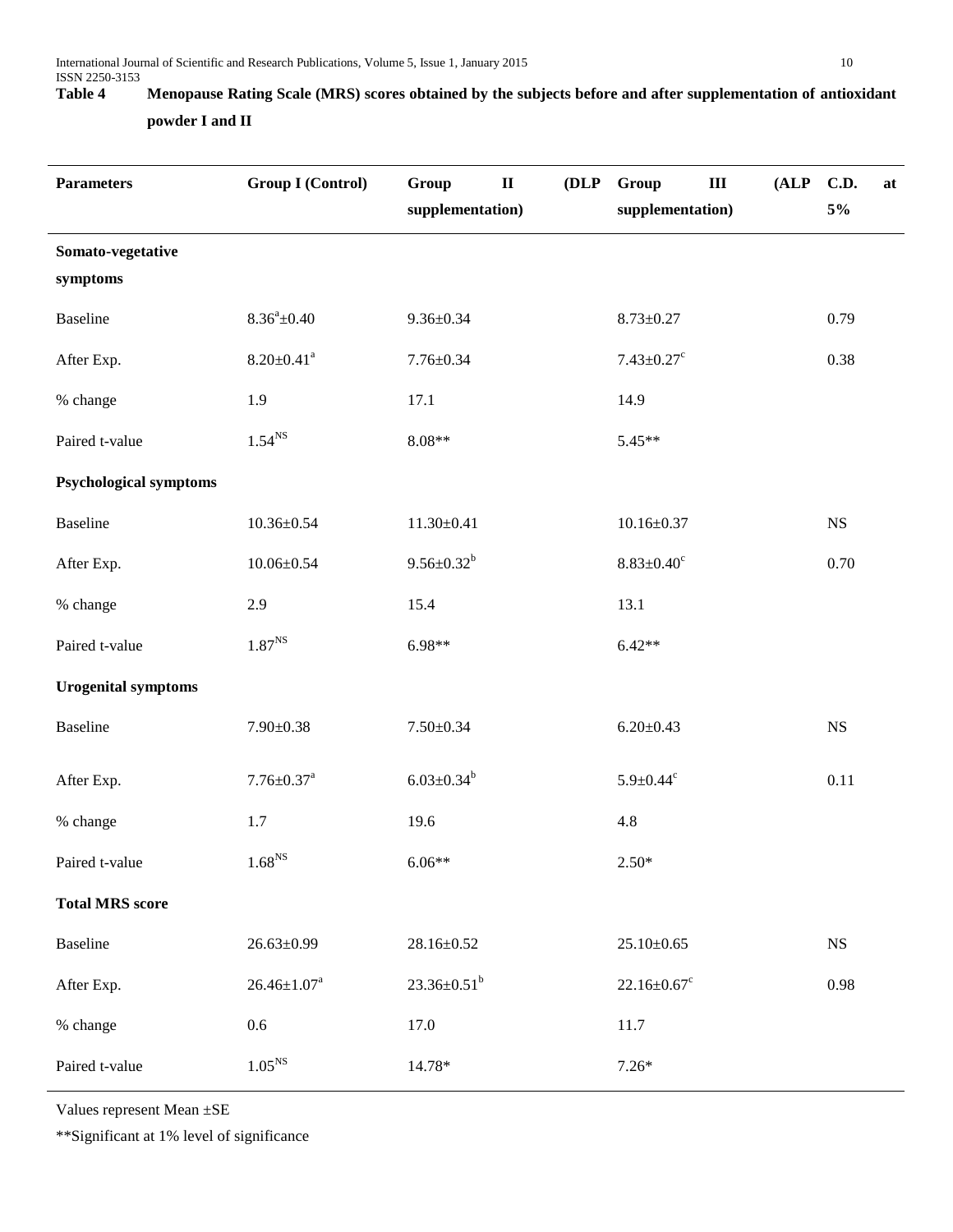**Table 4 Menopause Rating Scale (MRS) scores obtained by the subjects before and after supplementation of antioxidant powder I and II**

| Parameters | Group I (Control) | Group II (DLP supplementation) | Group III (ALP supplementation) | C.D. at 5% |
|---|---|---|---|---|
| **Somato-vegetative symptoms** | | | | |
| Baseline | 8.36[a]±0.40 | 9.36±0.34 | 8.73±0.27 | 0.79 |
| After Exp. | 8.20±0.41[a] | 7.76±0.34 | 7.43±0.27[c] | 0.38 |
| % change | 1.9 | 17.1 | 14.9 | |
| Paired t-value | 1.54[NS] | 8.08** | 5.45** | |
| **Psychological symptoms** | | | | |
| Baseline | 10.36±0.54 | 11.30±0.41 | 10.16±0.37 | NS |
| After Exp. | 10.06±0.54 | 9.56±0.32[b] | 8.83±0.40[c] | 0.70 |
| % change | 2.9 | 15.4 | 13.1 | |
| Paired t-value | 1.87[NS] | 6.98** | 6.42** | |
| **Urogenital symptoms** | | | | |
| Baseline | 7.90±0.38 | 7.50±0.34 | 6.20±0.43 | NS |
| After Exp. | 7.76±0.37[a] | 6.03±0.34[b] | 5.9±0.44[c] | 0.11 |
| % change | 1.7 | 19.6 | 4.8 | |
| Paired t-value | 1.68[NS] | 6.06** | 2.50* | |
| **Total MRS score** | | | | |
| Baseline | 26.63±0.99 | 28.16±0.52 | 25.10±0.65 | NS |
| After Exp. | 26.46±1.07[a] | 23.36±0.51[b] | 22.16±0.67[c] | 0.98 |
| % change | 0.6 | 17.0 | 11.7 | |
| Paired t-value | 1.05[NS] | 14.78* | 7.26* | |

Values represent Mean ±SE

**Significant at 1% level of significance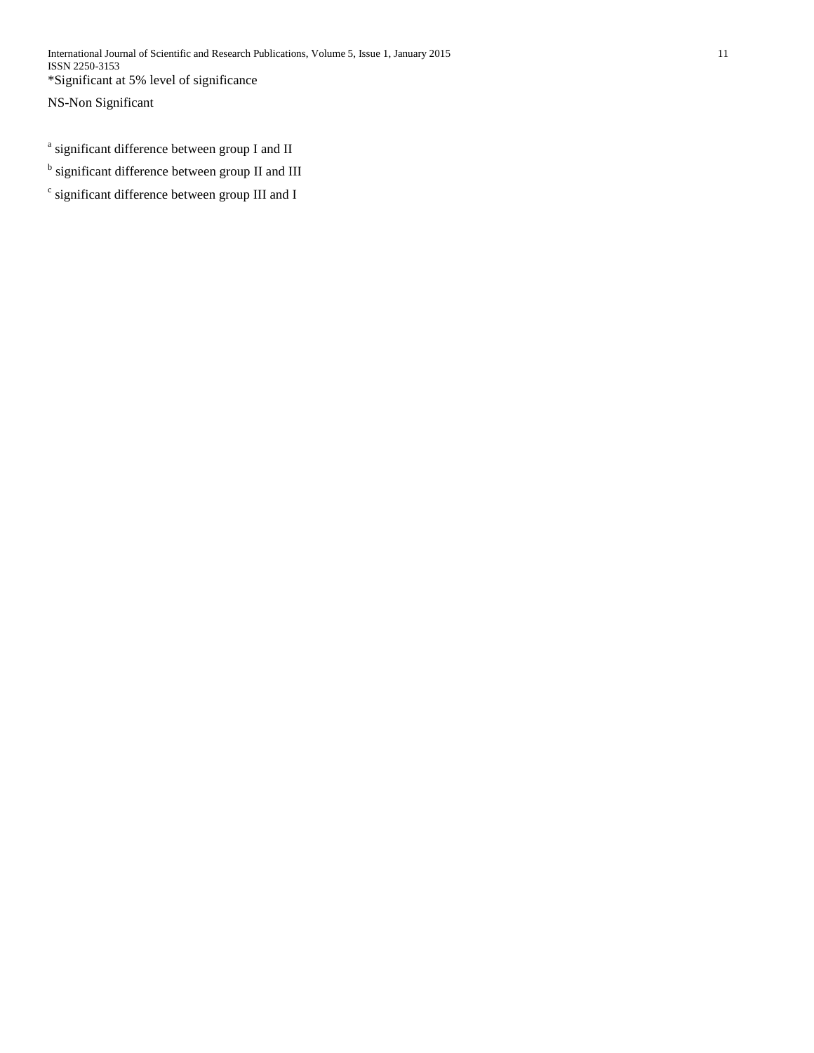*Significant at 5% level of significance

NS-Non Significant

[a] significant difference between group I and II

[b] significant difference between group II and III

[c] significant difference between group III and I